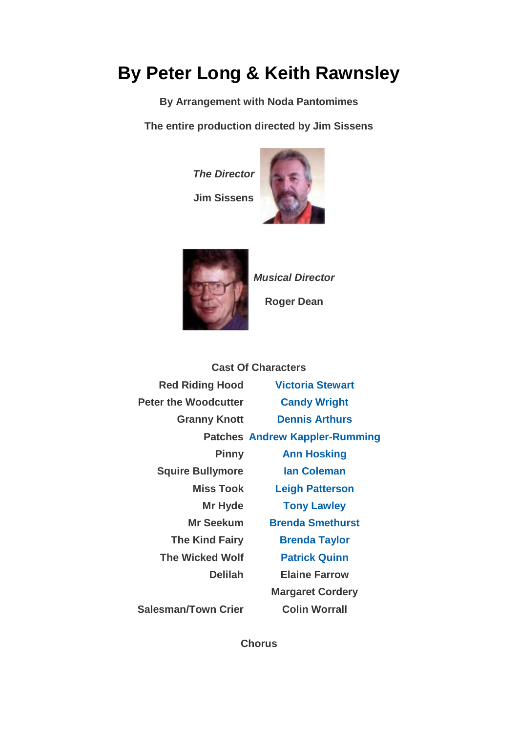# By Peter Long & Keith Rawnsley

**By Arrangement with Noda Pantomimes**

**The entire production directed by Jim Sissens**

***The Director***

**Jim Sissens**

***Musical Director***

**Roger Dean**

**Cast Of Characters**

| Character | Actor |
|---|---|
| Red Riding Hood | Victoria Stewart |
| Peter the Woodcutter | Candy Wright |
| Granny Knott | Dennis Arthurs |
| Patches | Andrew Kappler-Rumming |
| Pinny | Ann Hosking |
| Squire Bullymore | Ian Coleman |
| Miss Took | Leigh Patterson |
| Mr Hyde | Tony Lawley |
| Mr Seekum | Brenda Smethurst |
| The Kind Fairy | Brenda Taylor |
| The Wicked Wolf | Patrick Quinn |
| Delilah | Elaine Farrow |
| | Margaret Cordery |
| Salesman/Town Crier | Colin Worrall |

**Chorus**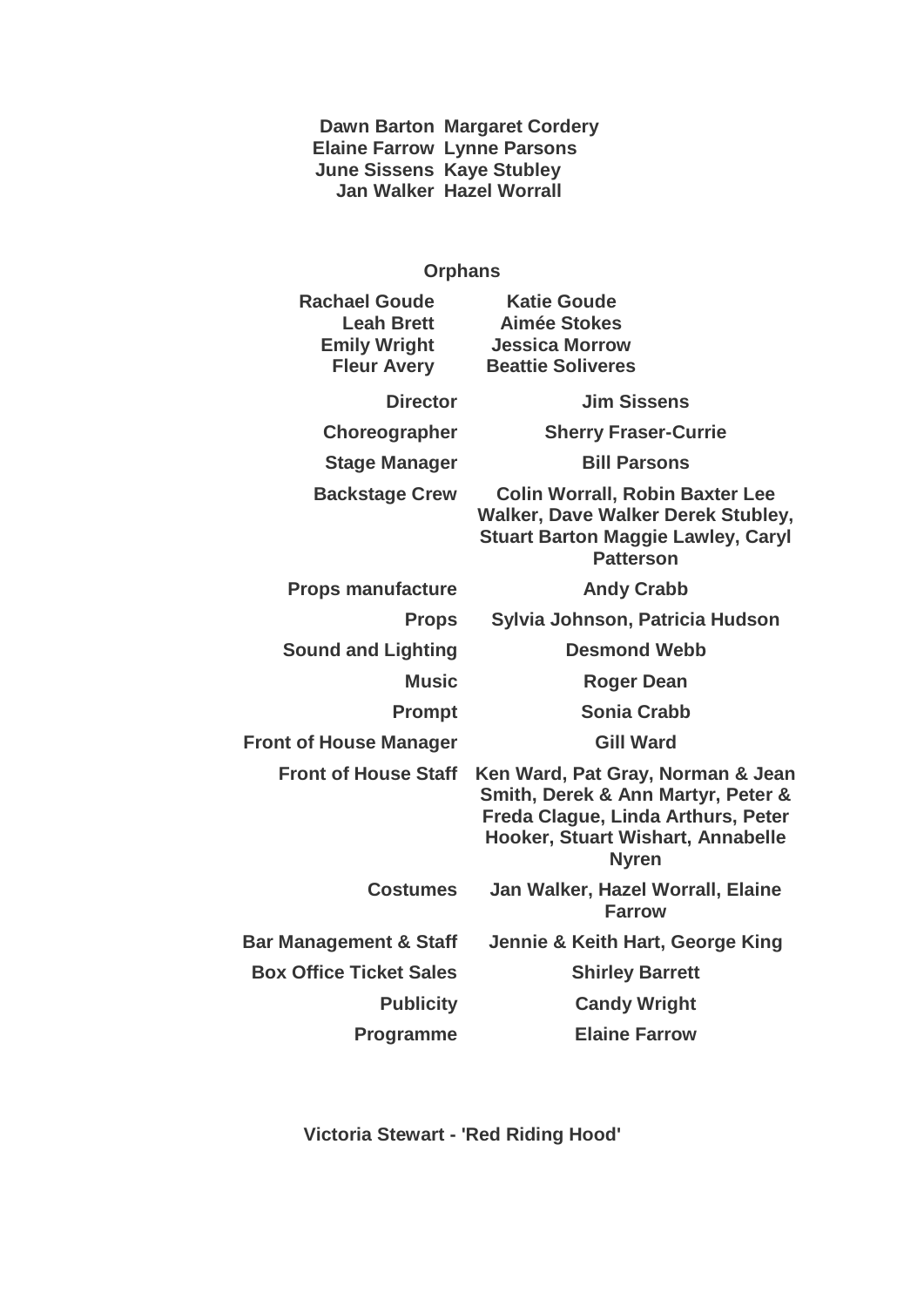| | |
|---|---|
| **Dawn Barton** | **Margaret Cordery** |
| **Elaine Farrow** | **Lynne Parsons** |
| **June Sissens** | **Kaye Stubley** |
| **Jan Walker** | **Hazel Worrall** |

**Orphans**

| | |
|---|---|
| **Rachael Goude** | **Katie Goude** |
| **Leah Brett** | **Aimée Stokes** |
| **Emily Wright** | **Jessica Morrow** |
| **Fleur Avery** | **Beattie Soliveres** |

| | |
|---|---|
| **Director** | **Jim Sissens** |
| **Choreographer** | **Sherry Fraser-Currie** |
| **Stage Manager** | **Bill Parsons** |
| **Backstage Crew** | **Colin Worrall, Robin Baxter Lee Walker, Dave Walker Derek Stubley, Stuart Barton Maggie Lawley, Caryl Patterson** |
| **Props manufacture** | **Andy Crabb** |
| **Props** | **Sylvia Johnson, Patricia Hudson** |
| **Sound and Lighting** | **Desmond Webb** |
| **Music** | **Roger Dean** |
| **Prompt** | **Sonia Crabb** |
| **Front of House Manager** | **Gill Ward** |
| **Front of House Staff** | **Ken Ward, Pat Gray, Norman & Jean Smith, Derek & Ann Martyr, Peter & Freda Clague, Linda Arthurs, Peter Hooker, Stuart Wishart, Annabelle Nyren** |
| **Costumes** | **Jan Walker, Hazel Worrall, Elaine Farrow** |
| **Bar Management & Staff** | **Jennie & Keith Hart, George King** |
| **Box Office Ticket Sales** | **Shirley Barrett** |
| **Publicity** | **Candy Wright** |
| **Programme** | **Elaine Farrow** |

**Victoria Stewart - 'Red Riding Hood'**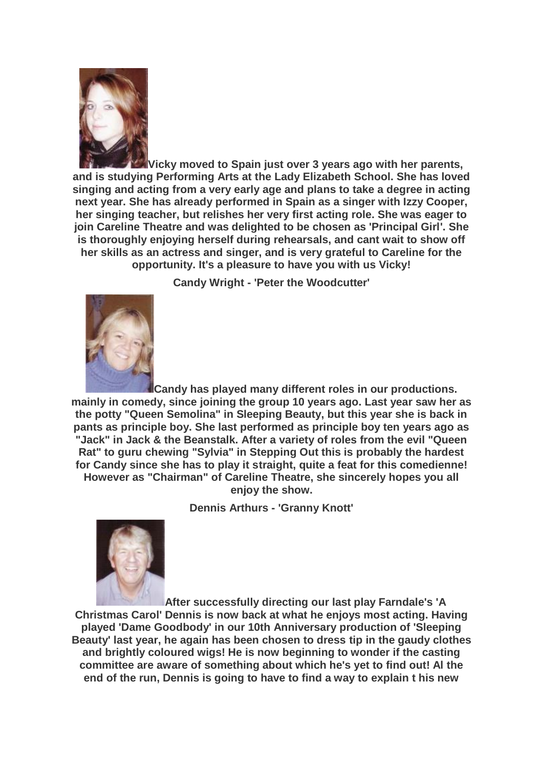**Vicky moved to Spain just over 3 years ago with her parents, and is studying Performing Arts at the Lady Elizabeth School. She has loved singing and acting from a very early age and plans to take a degree in acting next year. She has already performed in Spain as a singer with Izzy Cooper, her singing teacher, but relishes her very first acting role. She was eager to join Careline Theatre and was delighted to be chosen as 'Principal Girl'. She is thoroughly enjoying herself during rehearsals, and cant wait to show off her skills as an actress and singer, and is very grateful to Careline for the opportunity. It's a pleasure to have you with us Vicky!**

**Candy Wright - 'Peter the Woodcutter'**

**Candy has played many different roles in our productions. mainly in comedy, since joining the group 10 years ago. Last year saw her as the potty "Queen Semolina" in Sleeping Beauty, but this year she is back in pants as principle boy. She last performed as principle boy ten years ago as "Jack" in Jack & the Beanstalk. After a variety of roles from the evil "Queen Rat" to guru chewing "Sylvia" in Stepping Out this is probably the hardest for Candy since she has to play it straight, quite a feat for this comedienne! However as "Chairman" of Careline Theatre, she sincerely hopes you all enjoy the show.**

**Dennis Arthurs - 'Granny Knott'**

**After successfully directing our last play Farndale's 'A Christmas Carol' Dennis is now back at what he enjoys most acting. Having played 'Dame Goodbody' in our 10th Anniversary production of 'Sleeping Beauty' last year, he again has been chosen to dress tip in the gaudy clothes and brightly coloured wigs! He is now beginning to wonder if the casting committee are aware of something about which he's yet to find out! Al the end of the run, Dennis is going to have to find a way to explain t his new**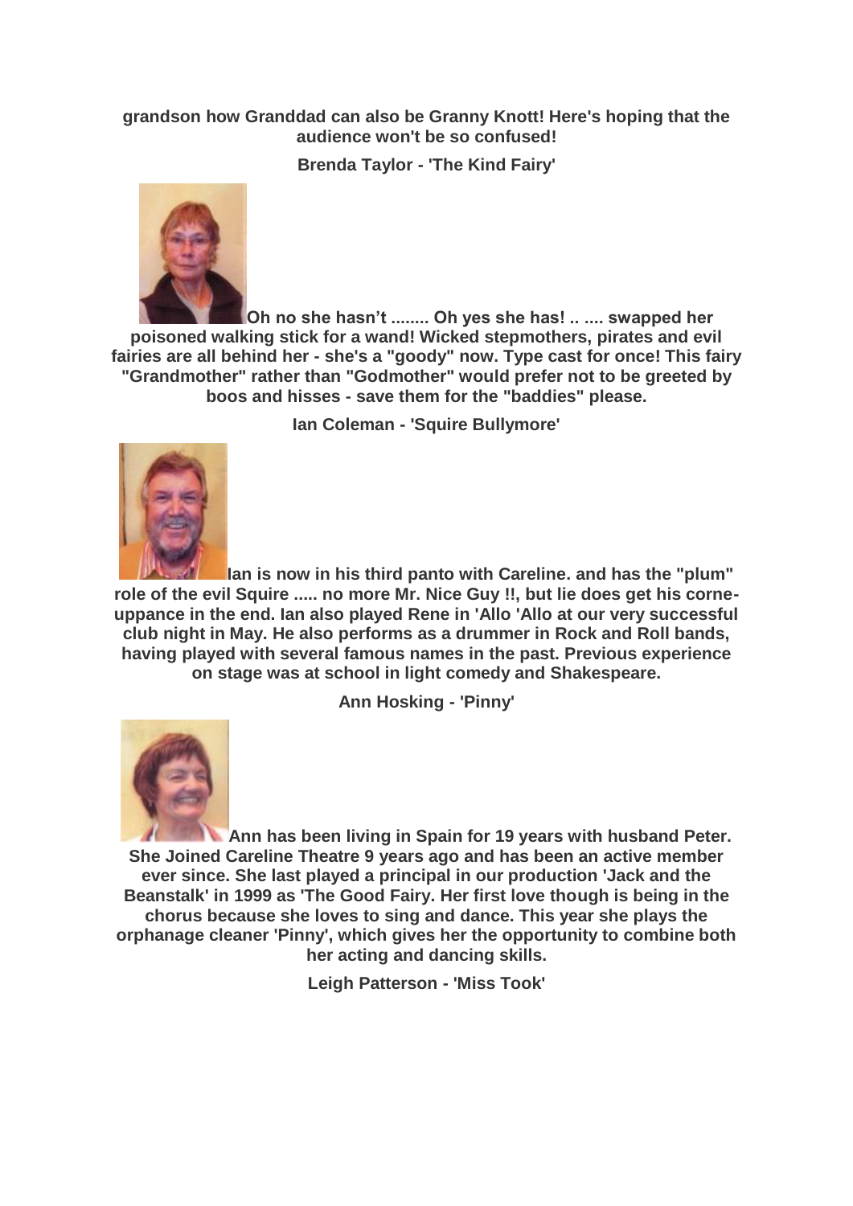**grandson how Granddad can also be Granny Knott! Here's hoping that the audience won't be so confused!**

**Brenda Taylor - 'The Kind Fairy'**

**Oh no she hasn't ........ Oh yes she has! .. .... swapped her poisoned walking stick for a wand! Wicked stepmothers, pirates and evil fairies are all behind her - she's a "goody" now. Type cast for once! This fairy "Grandmother" rather than "Godmother" would prefer not to be greeted by boos and hisses - save them for the "baddies" please.**

**Ian Coleman - 'Squire Bullymore'**

**Ian is now in his third panto with Careline. and has the "plum" role of the evil Squire ..... no more Mr. Nice Guy !!, but lie does get his corne-uppance in the end. Ian also played Rene in 'Allo 'Allo at our very successful club night in May. He also performs as a drummer in Rock and Roll bands, having played with several famous names in the past. Previous experience on stage was at school in light comedy and Shakespeare.**

**Ann Hosking - 'Pinny'**

**Ann has been living in Spain for 19 years with husband Peter. She Joined Careline Theatre 9 years ago and has been an active member ever since. She last played a principal in our production 'Jack and the Beanstalk' in 1999 as 'The Good Fairy. Her first love though is being in the chorus because she loves to sing and dance. This year she plays the orphanage cleaner 'Pinny', which gives her the opportunity to combine both her acting and dancing skills.**

**Leigh Patterson - 'Miss Took'**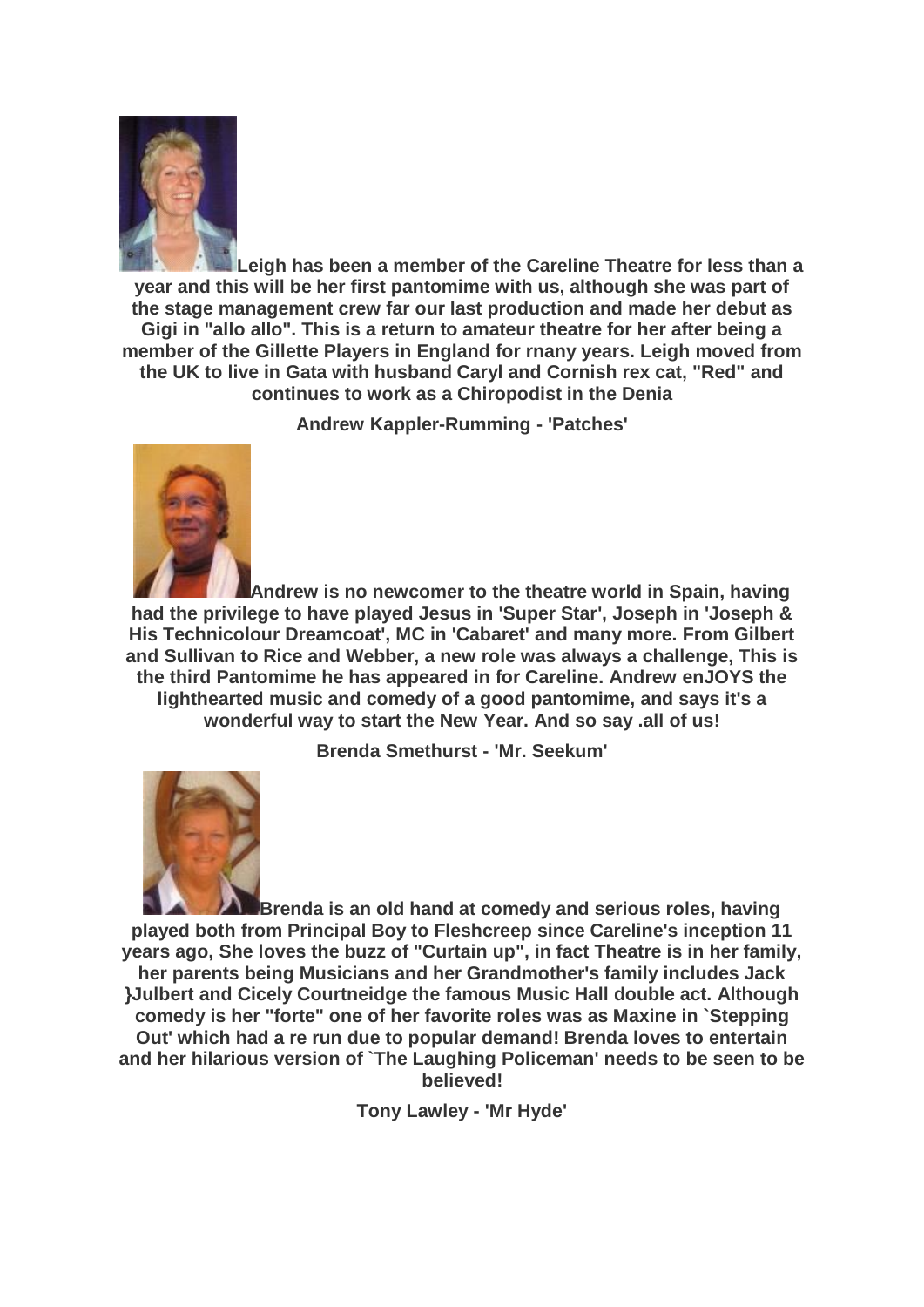**Leigh has been a member of the Careline Theatre for less than a year and this will be her first pantomime with us, although she was part of the stage management crew far our last production and made her debut as Gigi in "allo allo". This is a return to amateur theatre for her after being a member of the Gillette Players in England for rnany years. Leigh moved from the UK to live in Gata with husband Caryl and Cornish rex cat, "Red" and continues to work as a Chiropodist in the Denia**

**Andrew Kappler-Rumming - 'Patches'**

**Andrew is no newcomer to the theatre world in Spain, having had the privilege to have played Jesus in 'Super Star', Joseph in 'Joseph & His Technicolour Dreamcoat', MC in 'Cabaret' and many more. From Gilbert and Sullivan to Rice and Webber, a new role was always a challenge, This is the third Pantomime he has appeared in for Careline. Andrew enJOYS the lighthearted music and comedy of a good pantomime, and says it's a wonderful way to start the New Year. And so say .all of us!**

**Brenda Smethurst - 'Mr. Seekum'**

**Brenda is an old hand at comedy and serious roles, having played both from Principal Boy to Fleshcreep since Careline's inception 11 years ago, She loves the buzz of "Curtain up", in fact Theatre is in her family, her parents being Musicians and her Grandmother's family includes Jack }Julbert and Cicely Courtneidge the famous Music Hall double act. Although comedy is her "forte" one of her favorite roles was as Maxine in `Stepping Out' which had a re run due to popular demand! Brenda loves to entertain and her hilarious version of `The Laughing Policeman' needs to be seen to be believed!**

**Tony Lawley - 'Mr Hyde'**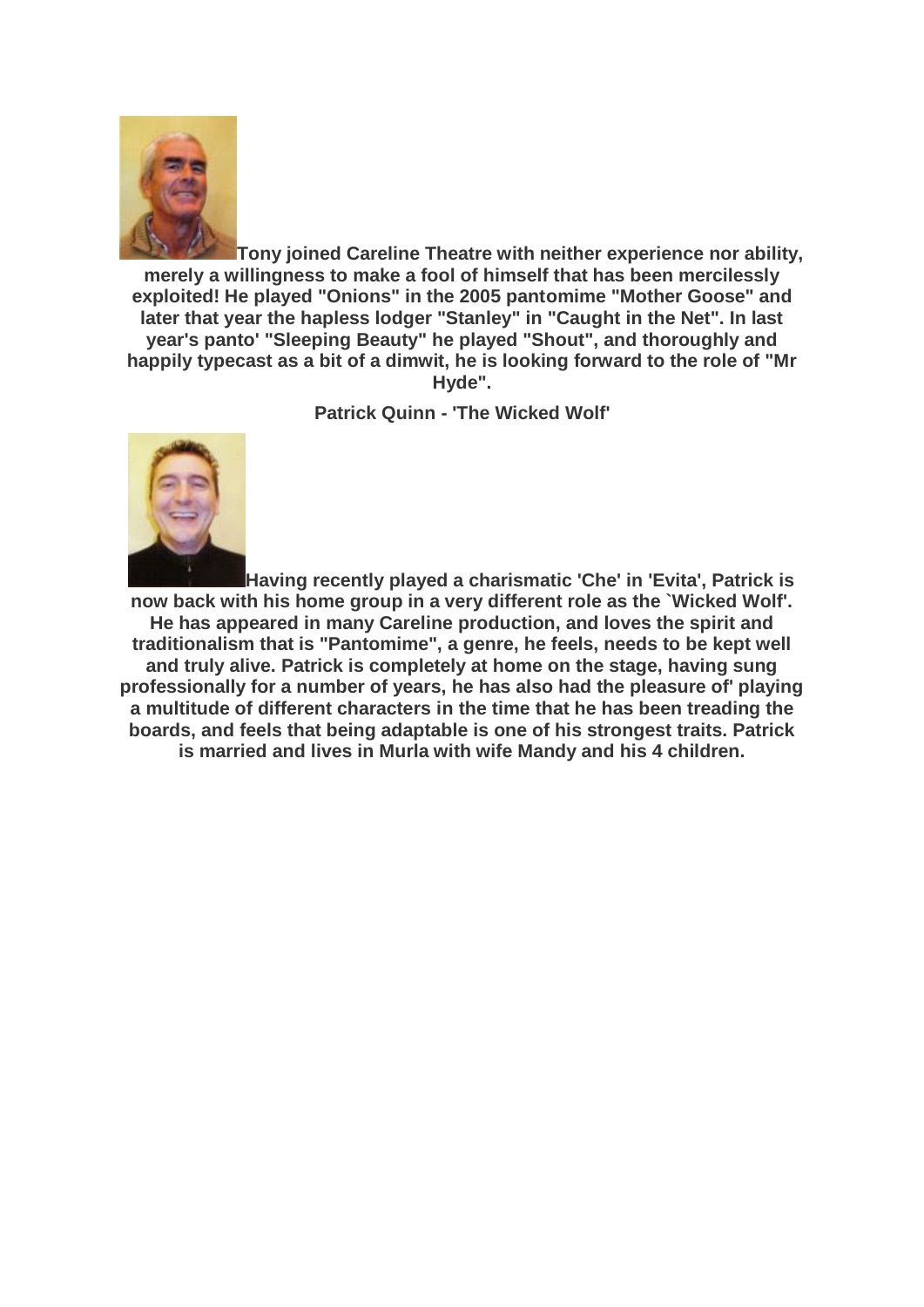**Tony joined Careline Theatre with neither experience nor ability, merely a willingness to make a fool of himself that has been mercilessly exploited! He played "Onions" in the 2005 pantomime "Mother Goose" and later that year the hapless lodger "Stanley" in "Caught in the Net". In last year's panto' "Sleeping Beauty" he played "Shout", and thoroughly and happily typecast as a bit of a dimwit, he is looking forward to the role of "Mr Hyde".**

**Patrick Quinn - 'The Wicked Wolf'**

**Having recently played a charismatic 'Che' in 'Evita', Patrick is now back with his home group in a very different role as the `Wicked Wolf'. He has appeared in many Careline production, and loves the spirit and traditionalism that is "Pantomime", a genre, he feels, needs to be kept well and truly alive. Patrick is completely at home on the stage, having sung professionally for a number of years, he has also had the pleasure of' playing a multitude of different characters in the time that he has been treading the boards, and feels that being adaptable is one of his strongest traits. Patrick is married and lives in Murla with wife Mandy and his 4 children.**